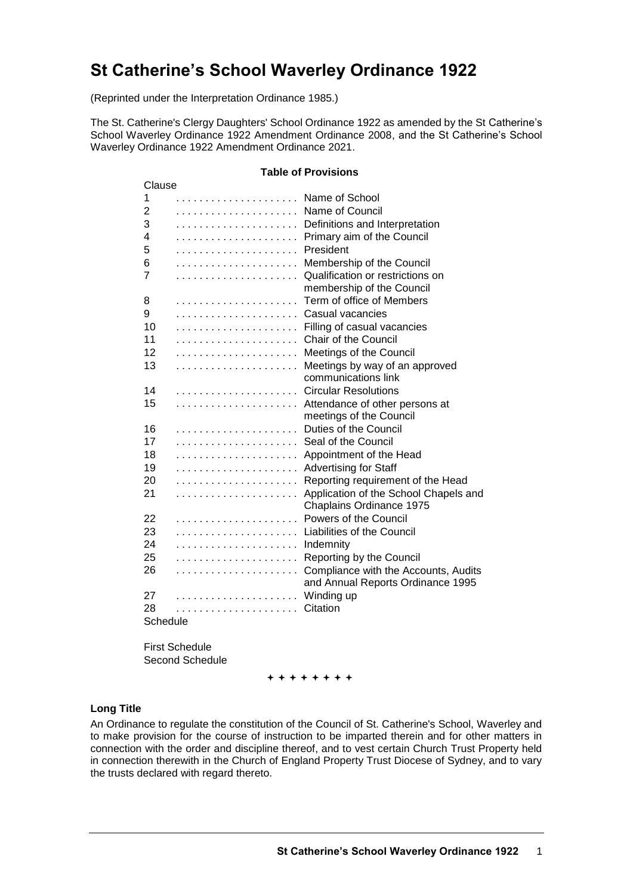# St Catherine's School Waverley Ordinance 1922

(Reprinted under the Interpretation Ordinance 1985.)

The St. Catherine's Clergy Daughters' School Ordinance 1922 as amended by the St Catherine's School Waverley Ordinance 1922 Amendment Ordinance 2008, and the St Catherine's School Waverley Ordinance 1922 Amendment Ordinance 2021.

**Table of Provisions**

| Clause | |
|---|---|
| 1 | Name of School |
| 2 | Name of Council |
| 3 | Definitions and Interpretation |
| 4 | Primary aim of the Council |
| 5 | President |
| 6 | Membership of the Council |
| 7 | Qualification or restrictions on membership of the Council |
| 8 | Term of office of Members |
| 9 | Casual vacancies |
| 10 | Filling of casual vacancies |
| 11 | Chair of the Council |
| 12 | Meetings of the Council |
| 13 | Meetings by way of an approved communications link |
| 14 | Circular Resolutions |
| 15 | Attendance of other persons at meetings of the Council |
| 16 | Duties of the Council |
| 17 | Seal of the Council |
| 18 | Appointment of the Head |
| 19 | Advertising for Staff |
| 20 | Reporting requirement of the Head |
| 21 | Application of the School Chapels and Chaplains Ordinance 1975 |
| 22 | Powers of the Council |
| 23 | Liabilities of the Council |
| 24 | Indemnity |
| 25 | Reporting by the Council |
| 26 | Compliance with the Accounts, Audits and Annual Reports Ordinance 1995 |
| 27 | Winding up |
| 28 | Citation |

Schedule

First Schedule
Second Schedule

✦ ✦ ✦ ✦ ✦ ✦ ✦ ✦

**Long Title**

An Ordinance to regulate the constitution of the Council of St. Catherine's School, Waverley and to make provision for the course of instruction to be imparted therein and for other matters in connection with the order and discipline thereof, and to vest certain Church Trust Property held in connection therewith in the Church of England Property Trust Diocese of Sydney, and to vary the trusts declared with regard thereto.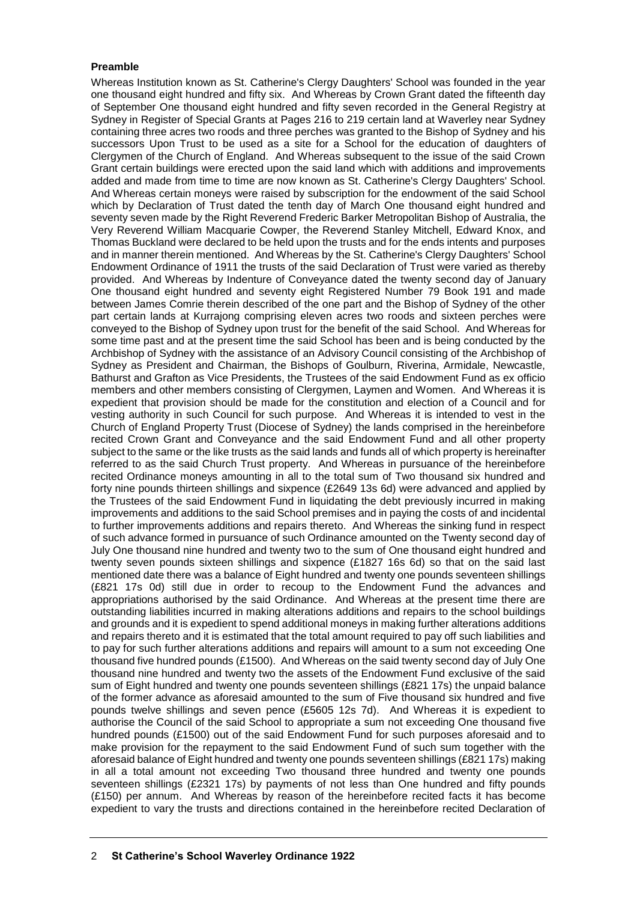**Preamble**

Whereas Institution known as St. Catherine's Clergy Daughters' School was founded in the year one thousand eight hundred and fifty six. And Whereas by Crown Grant dated the fifteenth day of September One thousand eight hundred and fifty seven recorded in the General Registry at Sydney in Register of Special Grants at Pages 216 to 219 certain land at Waverley near Sydney containing three acres two roods and three perches was granted to the Bishop of Sydney and his successors Upon Trust to be used as a site for a School for the education of daughters of Clergymen of the Church of England. And Whereas subsequent to the issue of the said Crown Grant certain buildings were erected upon the said land which with additions and improvements added and made from time to time are now known as St. Catherine's Clergy Daughters' School. And Whereas certain moneys were raised by subscription for the endowment of the said School which by Declaration of Trust dated the tenth day of March One thousand eight hundred and seventy seven made by the Right Reverend Frederic Barker Metropolitan Bishop of Australia, the Very Reverend William Macquarie Cowper, the Reverend Stanley Mitchell, Edward Knox, and Thomas Buckland were declared to be held upon the trusts and for the ends intents and purposes and in manner therein mentioned. And Whereas by the St. Catherine's Clergy Daughters' School Endowment Ordinance of 1911 the trusts of the said Declaration of Trust were varied as thereby provided. And Whereas by Indenture of Conveyance dated the twenty second day of January One thousand eight hundred and seventy eight Registered Number 79 Book 191 and made between James Comrie therein described of the one part and the Bishop of Sydney of the other part certain lands at Kurrajong comprising eleven acres two roods and sixteen perches were conveyed to the Bishop of Sydney upon trust for the benefit of the said School. And Whereas for some time past and at the present time the said School has been and is being conducted by the Archbishop of Sydney with the assistance of an Advisory Council consisting of the Archbishop of Sydney as President and Chairman, the Bishops of Goulburn, Riverina, Armidale, Newcastle, Bathurst and Grafton as Vice Presidents, the Trustees of the said Endowment Fund as ex officio members and other members consisting of Clergymen, Laymen and Women. And Whereas it is expedient that provision should be made for the constitution and election of a Council and for vesting authority in such Council for such purpose. And Whereas it is intended to vest in the Church of England Property Trust (Diocese of Sydney) the lands comprised in the hereinbefore recited Crown Grant and Conveyance and the said Endowment Fund and all other property subject to the same or the like trusts as the said lands and funds all of which property is hereinafter referred to as the said Church Trust property. And Whereas in pursuance of the hereinbefore recited Ordinance moneys amounting in all to the total sum of Two thousand six hundred and forty nine pounds thirteen shillings and sixpence (£2649 13s 6d) were advanced and applied by the Trustees of the said Endowment Fund in liquidating the debt previously incurred in making improvements and additions to the said School premises and in paying the costs of and incidental to further improvements additions and repairs thereto. And Whereas the sinking fund in respect of such advance formed in pursuance of such Ordinance amounted on the Twenty second day of July One thousand nine hundred and twenty two to the sum of One thousand eight hundred and twenty seven pounds sixteen shillings and sixpence (£1827 16s 6d) so that on the said last mentioned date there was a balance of Eight hundred and twenty one pounds seventeen shillings (£821 17s 0d) still due in order to recoup to the Endowment Fund the advances and appropriations authorised by the said Ordinance. And Whereas at the present time there are outstanding liabilities incurred in making alterations additions and repairs to the school buildings and grounds and it is expedient to spend additional moneys in making further alterations additions and repairs thereto and it is estimated that the total amount required to pay off such liabilities and to pay for such further alterations additions and repairs will amount to a sum not exceeding One thousand five hundred pounds (£1500). And Whereas on the said twenty second day of July One thousand nine hundred and twenty two the assets of the Endowment Fund exclusive of the said sum of Eight hundred and twenty one pounds seventeen shillings (£821 17s) the unpaid balance of the former advance as aforesaid amounted to the sum of Five thousand six hundred and five pounds twelve shillings and seven pence (£5605 12s 7d). And Whereas it is expedient to authorise the Council of the said School to appropriate a sum not exceeding One thousand five hundred pounds (£1500) out of the said Endowment Fund for such purposes aforesaid and to make provision for the repayment to the said Endowment Fund of such sum together with the aforesaid balance of Eight hundred and twenty one pounds seventeen shillings (£821 17s) making in all a total amount not exceeding Two thousand three hundred and twenty one pounds seventeen shillings (£2321 17s) by payments of not less than One hundred and fifty pounds (£150) per annum. And Whereas by reason of the hereinbefore recited facts it has become expedient to vary the trusts and directions contained in the hereinbefore recited Declaration of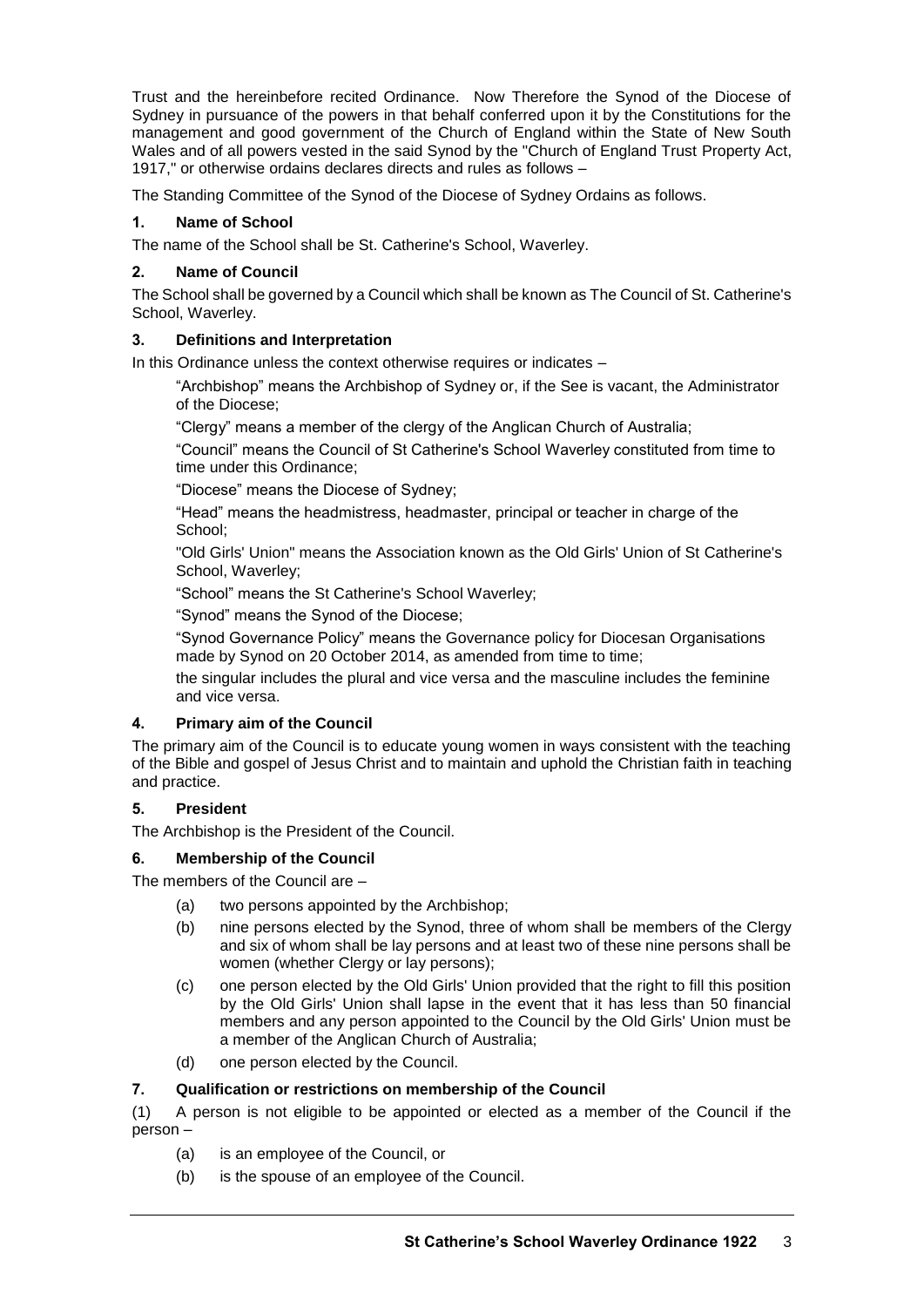Trust and the hereinbefore recited Ordinance. Now Therefore the Synod of the Diocese of Sydney in pursuance of the powers in that behalf conferred upon it by the Constitutions for the management and good government of the Church of England within the State of New South Wales and of all powers vested in the said Synod by the "Church of England Trust Property Act, 1917," or otherwise ordains declares directs and rules as follows –

The Standing Committee of the Synod of the Diocese of Sydney Ordains as follows.

### 1. Name of School

The name of the School shall be St. Catherine's School, Waverley.

### 2. Name of Council

The School shall be governed by a Council which shall be known as The Council of St. Catherine's School, Waverley.

### 3. Definitions and Interpretation

In this Ordinance unless the context otherwise requires or indicates –

"Archbishop" means the Archbishop of Sydney or, if the See is vacant, the Administrator of the Diocese;

"Clergy" means a member of the clergy of the Anglican Church of Australia;

"Council" means the Council of St Catherine's School Waverley constituted from time to time under this Ordinance;

"Diocese" means the Diocese of Sydney;

"Head" means the headmistress, headmaster, principal or teacher in charge of the School;

"Old Girls' Union" means the Association known as the Old Girls' Union of St Catherine's School, Waverley;

"School" means the St Catherine's School Waverley;

"Synod" means the Synod of the Diocese;

"Synod Governance Policy" means the Governance policy for Diocesan Organisations made by Synod on 20 October 2014, as amended from time to time;

the singular includes the plural and vice versa and the masculine includes the feminine and vice versa.

### 4. Primary aim of the Council

The primary aim of the Council is to educate young women in ways consistent with the teaching of the Bible and gospel of Jesus Christ and to maintain and uphold the Christian faith in teaching and practice.

### 5. President

The Archbishop is the President of the Council.

### 6. Membership of the Council

The members of the Council are –

(a) two persons appointed by the Archbishop;

(b) nine persons elected by the Synod, three of whom shall be members of the Clergy and six of whom shall be lay persons and at least two of these nine persons shall be women (whether Clergy or lay persons);

(c) one person elected by the Old Girls' Union provided that the right to fill this position by the Old Girls' Union shall lapse in the event that it has less than 50 financial members and any person appointed to the Council by the Old Girls' Union must be a member of the Anglican Church of Australia;

(d) one person elected by the Council.

### 7. Qualification or restrictions on membership of the Council

(1) A person is not eligible to be appointed or elected as a member of the Council if the person –

(a) is an employee of the Council, or

(b) is the spouse of an employee of the Council.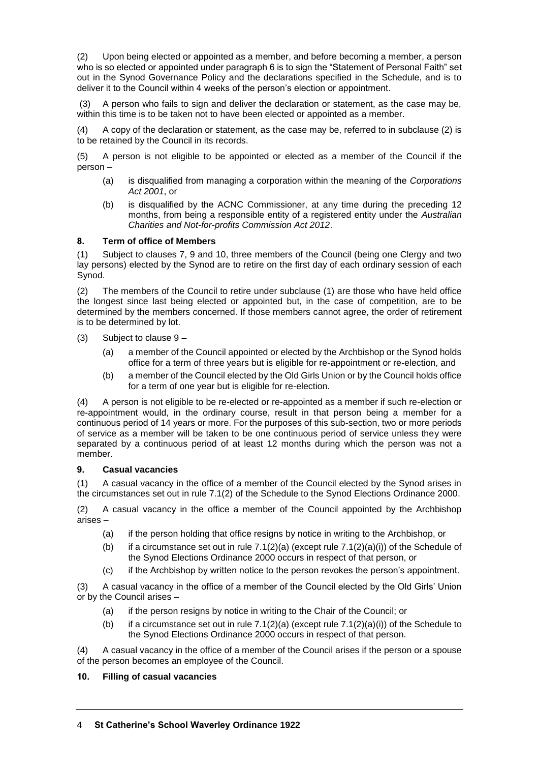(2) Upon being elected or appointed as a member, and before becoming a member, a person who is so elected or appointed under paragraph 6 is to sign the "Statement of Personal Faith" set out in the Synod Governance Policy and the declarations specified in the Schedule, and is to deliver it to the Council within 4 weeks of the person's election or appointment.

(3) A person who fails to sign and deliver the declaration or statement, as the case may be, within this time is to be taken not to have been elected or appointed as a member.

(4) A copy of the declaration or statement, as the case may be, referred to in subclause (2) is to be retained by the Council in its records.

(5) A person is not eligible to be appointed or elected as a member of the Council if the person –

- (a) is disqualified from managing a corporation within the meaning of the *Corporations Act 2001*, or
- (b) is disqualified by the ACNC Commissioner, at any time during the preceding 12 months, from being a responsible entity of a registered entity under the *Australian Charities and Not-for-profits Commission Act 2012*.

### 8. Term of office of Members

(1) Subject to clauses 7, 9 and 10, three members of the Council (being one Clergy and two lay persons) elected by the Synod are to retire on the first day of each ordinary session of each Synod.

(2) The members of the Council to retire under subclause (1) are those who have held office the longest since last being elected or appointed but, in the case of competition, are to be determined by the members concerned. If those members cannot agree, the order of retirement is to be determined by lot.

(3) Subject to clause 9 –

- (a) a member of the Council appointed or elected by the Archbishop or the Synod holds office for a term of three years but is eligible for re-appointment or re-election, and
- (b) a member of the Council elected by the Old Girls Union or by the Council holds office for a term of one year but is eligible for re-election.

(4) A person is not eligible to be re-elected or re-appointed as a member if such re-election or re-appointment would, in the ordinary course, result in that person being a member for a continuous period of 14 years or more. For the purposes of this sub-section, two or more periods of service as a member will be taken to be one continuous period of service unless they were separated by a continuous period of at least 12 months during which the person was not a member.

### 9. Casual vacancies

(1) A casual vacancy in the office of a member of the Council elected by the Synod arises in the circumstances set out in rule 7.1(2) of the Schedule to the Synod Elections Ordinance 2000.

(2) A casual vacancy in the office a member of the Council appointed by the Archbishop arises –

- (a) if the person holding that office resigns by notice in writing to the Archbishop, or
- (b) if a circumstance set out in rule 7.1(2)(a) (except rule 7.1(2)(a)(i)) of the Schedule of the Synod Elections Ordinance 2000 occurs in respect of that person, or
- (c) if the Archbishop by written notice to the person revokes the person's appointment.

(3) A casual vacancy in the office of a member of the Council elected by the Old Girls' Union or by the Council arises –

- (a) if the person resigns by notice in writing to the Chair of the Council; or
- (b) if a circumstance set out in rule 7.1(2)(a) (except rule 7.1(2)(a)(i)) of the Schedule to the Synod Elections Ordinance 2000 occurs in respect of that person.

(4) A casual vacancy in the office of a member of the Council arises if the person or a spouse of the person becomes an employee of the Council.

### 10. Filling of casual vacancies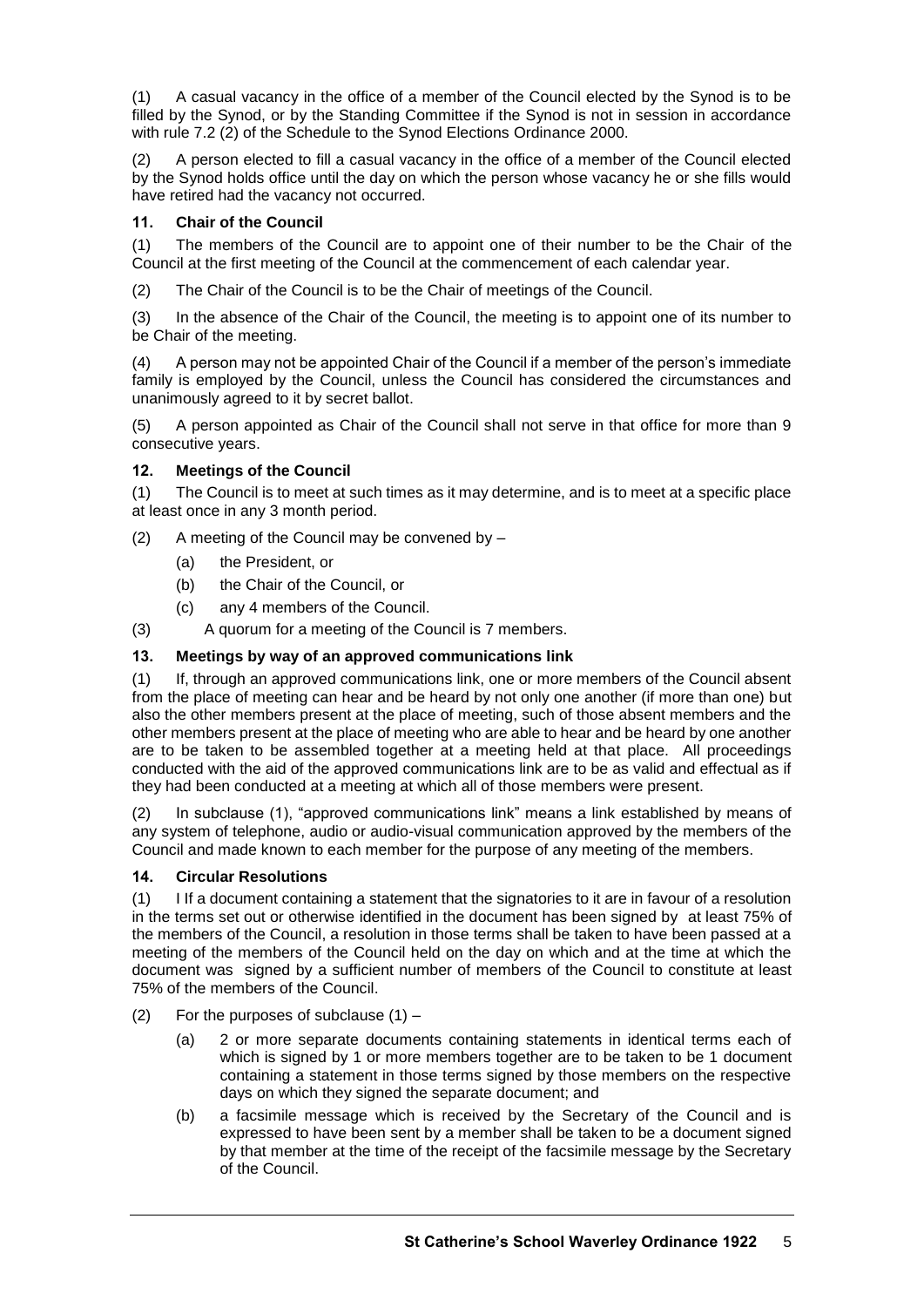(1) A casual vacancy in the office of a member of the Council elected by the Synod is to be filled by the Synod, or by the Standing Committee if the Synod is not in session in accordance with rule 7.2 (2) of the Schedule to the Synod Elections Ordinance 2000.

(2) A person elected to fill a casual vacancy in the office of a member of the Council elected by the Synod holds office until the day on which the person whose vacancy he or she fills would have retired had the vacancy not occurred.

### 11. Chair of the Council

(1) The members of the Council are to appoint one of their number to be the Chair of the Council at the first meeting of the Council at the commencement of each calendar year.

(2) The Chair of the Council is to be the Chair of meetings of the Council.

(3) In the absence of the Chair of the Council, the meeting is to appoint one of its number to be Chair of the meeting.

(4) A person may not be appointed Chair of the Council if a member of the person's immediate family is employed by the Council, unless the Council has considered the circumstances and unanimously agreed to it by secret ballot.

(5) A person appointed as Chair of the Council shall not serve in that office for more than 9 consecutive years.

### 12. Meetings of the Council

(1) The Council is to meet at such times as it may determine, and is to meet at a specific place at least once in any 3 month period.

(2) A meeting of the Council may be convened by –

- (a) the President, or
- (b) the Chair of the Council, or
- (c) any 4 members of the Council.

(3) A quorum for a meeting of the Council is 7 members.

### 13. Meetings by way of an approved communications link

(1) If, through an approved communications link, one or more members of the Council absent from the place of meeting can hear and be heard by not only one another (if more than one) but also the other members present at the place of meeting, such of those absent members and the other members present at the place of meeting who are able to hear and be heard by one another are to be taken to be assembled together at a meeting held at that place. All proceedings conducted with the aid of the approved communications link are to be as valid and effectual as if they had been conducted at a meeting at which all of those members were present.

(2) In subclause (1), "approved communications link" means a link established by means of any system of telephone, audio or audio-visual communication approved by the members of the Council and made known to each member for the purpose of any meeting of the members.

### 14. Circular Resolutions

(1) I If a document containing a statement that the signatories to it are in favour of a resolution in the terms set out or otherwise identified in the document has been signed by at least 75% of the members of the Council, a resolution in those terms shall be taken to have been passed at a meeting of the members of the Council held on the day on which and at the time at which the document was signed by a sufficient number of members of the Council to constitute at least 75% of the members of the Council.

(2) For the purposes of subclause (1) –

- (a) 2 or more separate documents containing statements in identical terms each of which is signed by 1 or more members together are to be taken to be 1 document containing a statement in those terms signed by those members on the respective days on which they signed the separate document; and
- (b) a facsimile message which is received by the Secretary of the Council and is expressed to have been sent by a member shall be taken to be a document signed by that member at the time of the receipt of the facsimile message by the Secretary of the Council.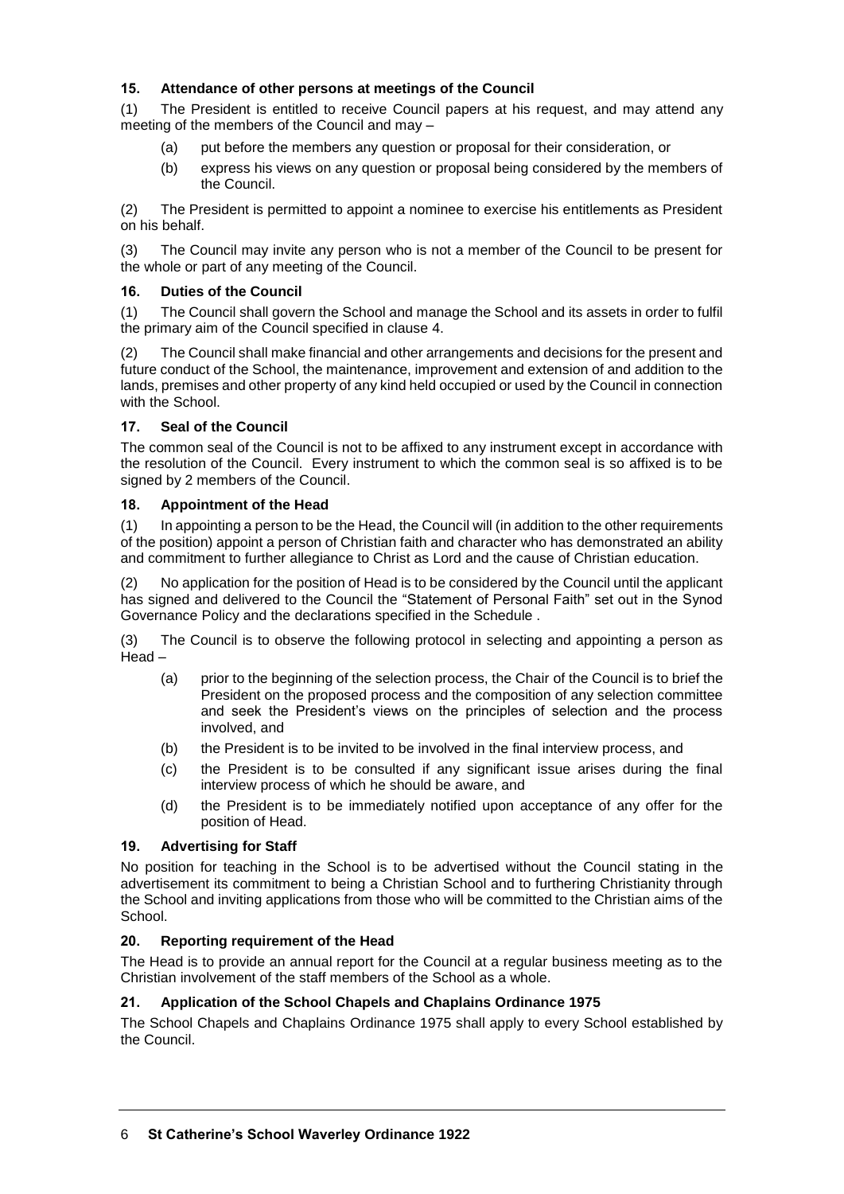### 15. Attendance of other persons at meetings of the Council

(1) The President is entitled to receive Council papers at his request, and may attend any meeting of the members of the Council and may –

(a) put before the members any question or proposal for their consideration, or

(b) express his views on any question or proposal being considered by the members of the Council.

(2) The President is permitted to appoint a nominee to exercise his entitlements as President on his behalf.

(3) The Council may invite any person who is not a member of the Council to be present for the whole or part of any meeting of the Council.

### 16. Duties of the Council

(1) The Council shall govern the School and manage the School and its assets in order to fulfil the primary aim of the Council specified in clause 4.

(2) The Council shall make financial and other arrangements and decisions for the present and future conduct of the School, the maintenance, improvement and extension of and addition to the lands, premises and other property of any kind held occupied or used by the Council in connection with the School.

### 17. Seal of the Council

The common seal of the Council is not to be affixed to any instrument except in accordance with the resolution of the Council. Every instrument to which the common seal is so affixed is to be signed by 2 members of the Council.

### 18. Appointment of the Head

(1) In appointing a person to be the Head, the Council will (in addition to the other requirements of the position) appoint a person of Christian faith and character who has demonstrated an ability and commitment to further allegiance to Christ as Lord and the cause of Christian education.

(2) No application for the position of Head is to be considered by the Council until the applicant has signed and delivered to the Council the "Statement of Personal Faith" set out in the Synod Governance Policy and the declarations specified in the Schedule .

(3) The Council is to observe the following protocol in selecting and appointing a person as Head –

(a) prior to the beginning of the selection process, the Chair of the Council is to brief the President on the proposed process and the composition of any selection committee and seek the President's views on the principles of selection and the process involved, and

(b) the President is to be invited to be involved in the final interview process, and

(c) the President is to be consulted if any significant issue arises during the final interview process of which he should be aware, and

(d) the President is to be immediately notified upon acceptance of any offer for the position of Head.

### 19. Advertising for Staff

No position for teaching in the School is to be advertised without the Council stating in the advertisement its commitment to being a Christian School and to furthering Christianity through the School and inviting applications from those who will be committed to the Christian aims of the School.

### 20. Reporting requirement of the Head

The Head is to provide an annual report for the Council at a regular business meeting as to the Christian involvement of the staff members of the School as a whole.

### 21. Application of the School Chapels and Chaplains Ordinance 1975

The School Chapels and Chaplains Ordinance 1975 shall apply to every School established by the Council.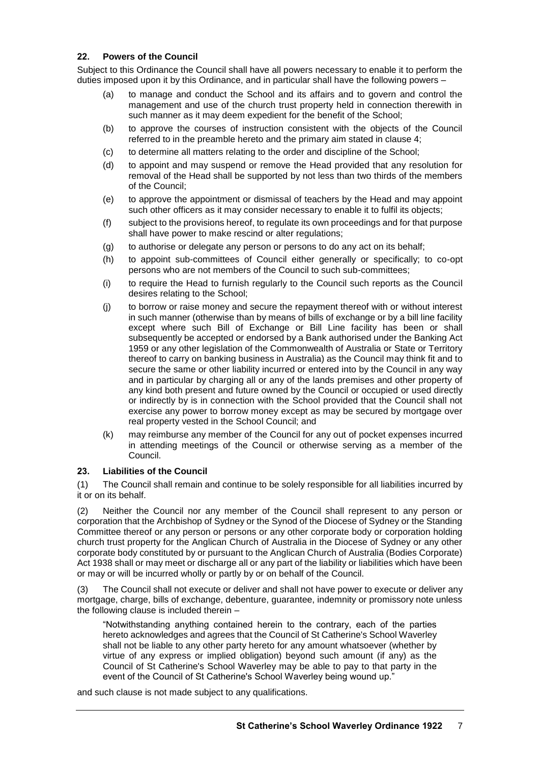## 22. Powers of the Council

Subject to this Ordinance the Council shall have all powers necessary to enable it to perform the duties imposed upon it by this Ordinance, and in particular shall have the following powers –

(a) to manage and conduct the School and its affairs and to govern and control the management and use of the church trust property held in connection therewith in such manner as it may deem expedient for the benefit of the School;

(b) to approve the courses of instruction consistent with the objects of the Council referred to in the preamble hereto and the primary aim stated in clause 4;

(c) to determine all matters relating to the order and discipline of the School;

(d) to appoint and may suspend or remove the Head provided that any resolution for removal of the Head shall be supported by not less than two thirds of the members of the Council;

(e) to approve the appointment or dismissal of teachers by the Head and may appoint such other officers as it may consider necessary to enable it to fulfil its objects;

(f) subject to the provisions hereof, to regulate its own proceedings and for that purpose shall have power to make rescind or alter regulations;

(g) to authorise or delegate any person or persons to do any act on its behalf;

(h) to appoint sub-committees of Council either generally or specifically; to co-opt persons who are not members of the Council to such sub-committees;

(i) to require the Head to furnish regularly to the Council such reports as the Council desires relating to the School;

(j) to borrow or raise money and secure the repayment thereof with or without interest in such manner (otherwise than by means of bills of exchange or by a bill line facility except where such Bill of Exchange or Bill Line facility has been or shall subsequently be accepted or endorsed by a Bank authorised under the Banking Act 1959 or any other legislation of the Commonwealth of Australia or State or Territory thereof to carry on banking business in Australia) as the Council may think fit and to secure the same or other liability incurred or entered into by the Council in any way and in particular by charging all or any of the lands premises and other property of any kind both present and future owned by the Council or occupied or used directly or indirectly by is in connection with the School provided that the Council shall not exercise any power to borrow money except as may be secured by mortgage over real property vested in the School Council; and

(k) may reimburse any member of the Council for any out of pocket expenses incurred in attending meetings of the Council or otherwise serving as a member of the Council.

## 23. Liabilities of the Council

(1) The Council shall remain and continue to be solely responsible for all liabilities incurred by it or on its behalf.

(2) Neither the Council nor any member of the Council shall represent to any person or corporation that the Archbishop of Sydney or the Synod of the Diocese of Sydney or the Standing Committee thereof or any person or persons or any other corporate body or corporation holding church trust property for the Anglican Church of Australia in the Diocese of Sydney or any other corporate body constituted by or pursuant to the Anglican Church of Australia (Bodies Corporate) Act 1938 shall or may meet or discharge all or any part of the liability or liabilities which have been or may or will be incurred wholly or partly by or on behalf of the Council.

(3) The Council shall not execute or deliver and shall not have power to execute or deliver any mortgage, charge, bills of exchange, debenture, guarantee, indemnity or promissory note unless the following clause is included therein –

> "Notwithstanding anything contained herein to the contrary, each of the parties hereto acknowledges and agrees that the Council of St Catherine's School Waverley shall not be liable to any other party hereto for any amount whatsoever (whether by virtue of any express or implied obligation) beyond such amount (if any) as the Council of St Catherine's School Waverley may be able to pay to that party in the event of the Council of St Catherine's School Waverley being wound up."

and such clause is not made subject to any qualifications.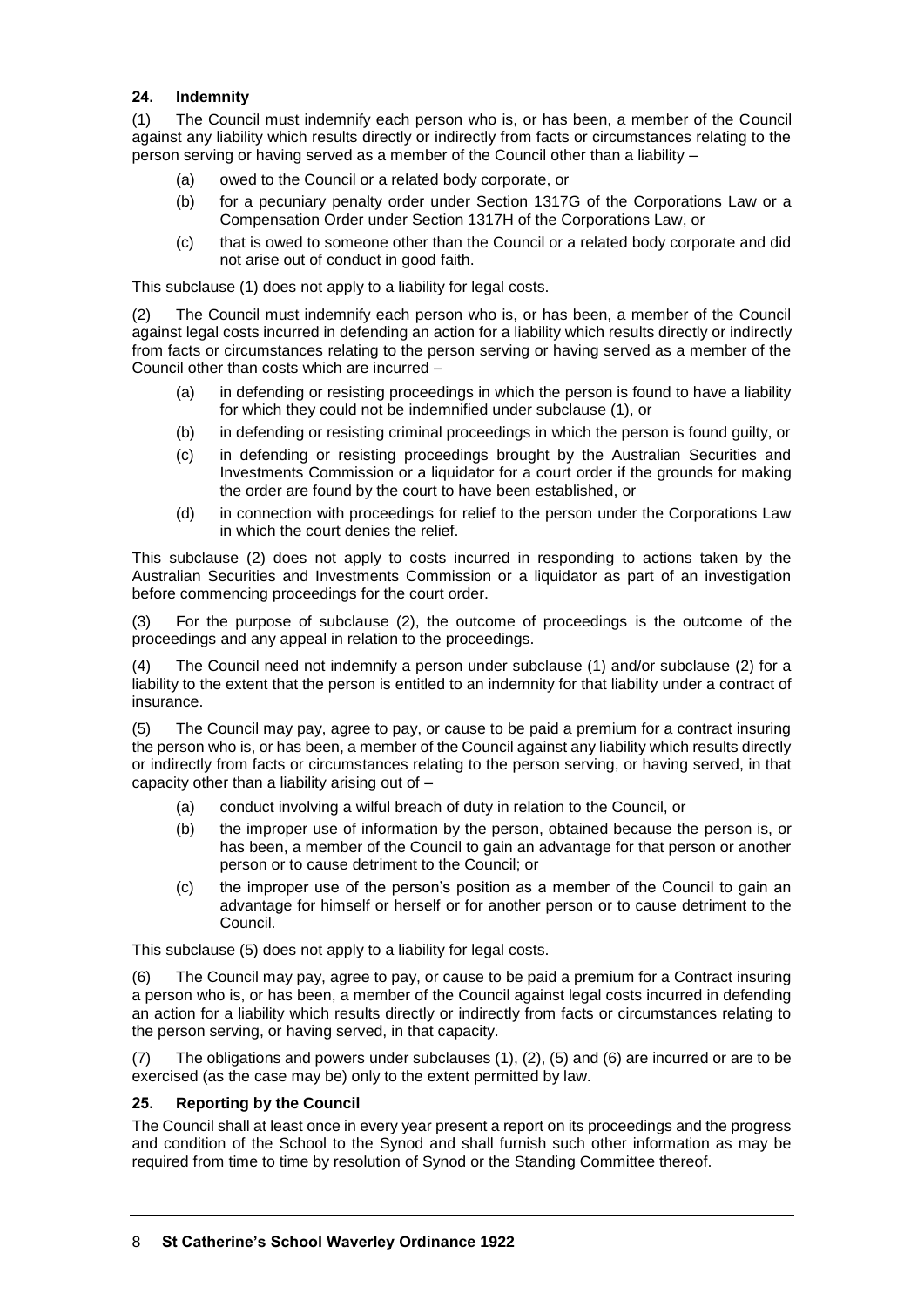### 24. Indemnity

(1) The Council must indemnify each person who is, or has been, a member of the Council against any liability which results directly or indirectly from facts or circumstances relating to the person serving or having served as a member of the Council other than a liability –

- (a) owed to the Council or a related body corporate, or
- (b) for a pecuniary penalty order under Section 1317G of the Corporations Law or a Compensation Order under Section 1317H of the Corporations Law, or
- (c) that is owed to someone other than the Council or a related body corporate and did not arise out of conduct in good faith.

This subclause (1) does not apply to a liability for legal costs.

(2) The Council must indemnify each person who is, or has been, a member of the Council against legal costs incurred in defending an action for a liability which results directly or indirectly from facts or circumstances relating to the person serving or having served as a member of the Council other than costs which are incurred –

- (a) in defending or resisting proceedings in which the person is found to have a liability for which they could not be indemnified under subclause (1), or
- (b) in defending or resisting criminal proceedings in which the person is found guilty, or
- (c) in defending or resisting proceedings brought by the Australian Securities and Investments Commission or a liquidator for a court order if the grounds for making the order are found by the court to have been established, or
- (d) in connection with proceedings for relief to the person under the Corporations Law in which the court denies the relief.

This subclause (2) does not apply to costs incurred in responding to actions taken by the Australian Securities and Investments Commission or a liquidator as part of an investigation before commencing proceedings for the court order.

(3) For the purpose of subclause (2), the outcome of proceedings is the outcome of the proceedings and any appeal in relation to the proceedings.

(4) The Council need not indemnify a person under subclause (1) and/or subclause (2) for a liability to the extent that the person is entitled to an indemnity for that liability under a contract of insurance.

(5) The Council may pay, agree to pay, or cause to be paid a premium for a contract insuring the person who is, or has been, a member of the Council against any liability which results directly or indirectly from facts or circumstances relating to the person serving, or having served, in that capacity other than a liability arising out of –

- (a) conduct involving a wilful breach of duty in relation to the Council, or
- (b) the improper use of information by the person, obtained because the person is, or has been, a member of the Council to gain an advantage for that person or another person or to cause detriment to the Council; or
- (c) the improper use of the person's position as a member of the Council to gain an advantage for himself or herself or for another person or to cause detriment to the Council.

This subclause (5) does not apply to a liability for legal costs.

(6) The Council may pay, agree to pay, or cause to be paid a premium for a Contract insuring a person who is, or has been, a member of the Council against legal costs incurred in defending an action for a liability which results directly or indirectly from facts or circumstances relating to the person serving, or having served, in that capacity.

(7) The obligations and powers under subclauses (1), (2), (5) and (6) are incurred or are to be exercised (as the case may be) only to the extent permitted by law.

### 25. Reporting by the Council

The Council shall at least once in every year present a report on its proceedings and the progress and condition of the School to the Synod and shall furnish such other information as may be required from time to time by resolution of Synod or the Standing Committee thereof.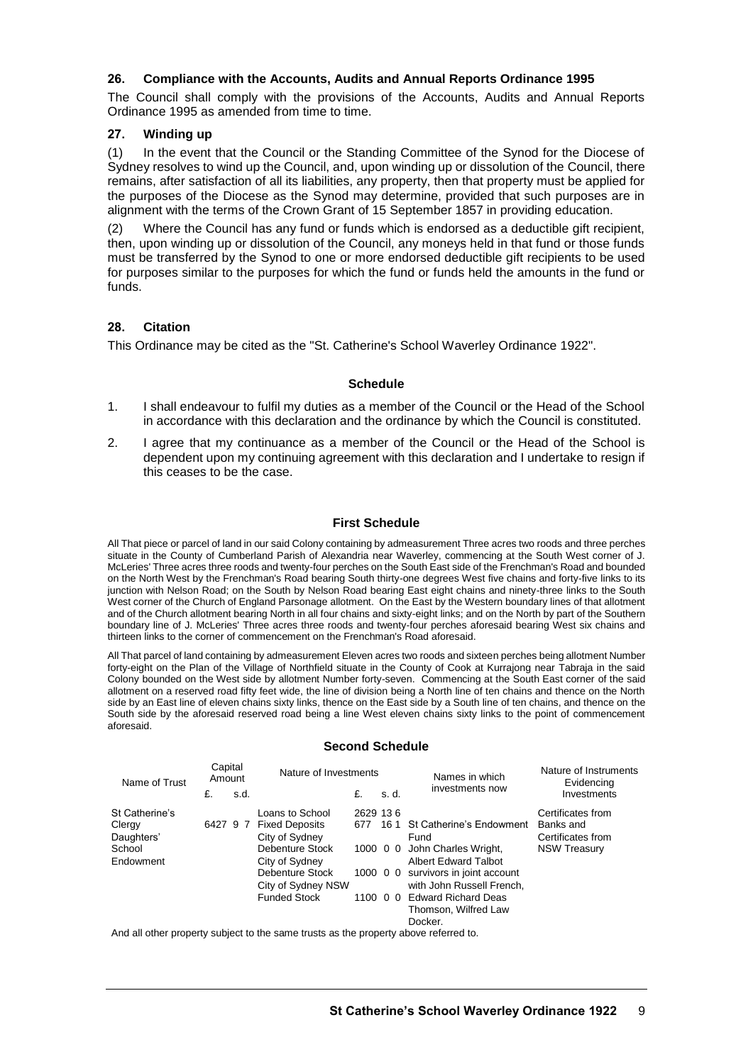### 26. Compliance with the Accounts, Audits and Annual Reports Ordinance 1995

The Council shall comply with the provisions of the Accounts, Audits and Annual Reports Ordinance 1995 as amended from time to time.

### 27. Winding up

(1) In the event that the Council or the Standing Committee of the Synod for the Diocese of Sydney resolves to wind up the Council, and, upon winding up or dissolution of the Council, there remains, after satisfaction of all its liabilities, any property, then that property must be applied for the purposes of the Diocese as the Synod may determine, provided that such purposes are in alignment with the terms of the Crown Grant of 15 September 1857 in providing education.

(2) Where the Council has any fund or funds which is endorsed as a deductible gift recipient, then, upon winding up or dissolution of the Council, any moneys held in that fund or those funds must be transferred by the Synod to one or more endorsed deductible gift recipients to be used for purposes similar to the purposes for which the fund or funds held the amounts in the fund or funds.

### 28. Citation

This Ordinance may be cited as the "St. Catherine's School Waverley Ordinance 1922".

## Schedule

1. I shall endeavour to fulfil my duties as a member of the Council or the Head of the School in accordance with this declaration and the ordinance by which the Council is constituted.

2. I agree that my continuance as a member of the Council or the Head of the School is dependent upon my continuing agreement with this declaration and I undertake to resign if this ceases to be the case.

## First Schedule

All That piece or parcel of land in our said Colony containing by admeasurement Three acres two roods and three perches situate in the County of Cumberland Parish of Alexandria near Waverley, commencing at the South West corner of J. McLeries' Three acres three roods and twenty-four perches on the South East side of the Frenchman's Road and bounded on the North West by the Frenchman's Road bearing South thirty-one degrees West five chains and forty-five links to its junction with Nelson Road; on the South by Nelson Road bearing East eight chains and ninety-three links to the South West corner of the Church of England Parsonage allotment. On the East by the Western boundary lines of that allotment and of the Church allotment bearing North in all four chains and sixty-eight links; and on the North by part of the Southern boundary line of J. McLeries' Three acres three roods and twenty-four perches aforesaid bearing West six chains and thirteen links to the corner of commencement on the Frenchman's Road aforesaid.

All That parcel of land containing by admeasurement Eleven acres two roods and sixteen perches being allotment Number forty-eight on the Plan of the Village of Northfield situate in the County of Cook at Kurrajong near Tabraja in the said Colony bounded on the West side by allotment Number forty-seven. Commencing at the South East corner of the said allotment on a reserved road fifty feet wide, the line of division being a North line of ten chains and thence on the North side by an East line of eleven chains sixty links, thence on the East side by a South line of ten chains, and thence on the South side by the aforesaid reserved road being a line West eleven chains sixty links to the point of commencement aforesaid.

## Second Schedule

| Name of Trust | Capital Amount £. s.d. | Nature of Investments | £. s. d. | Names in which investments now | Nature of Instruments Evidencing Investments |
|---|---|---|---|---|---|
| St Catherine's Clergy Daughters' School Endowment | 6427 9 7 | Loans to School | 2629 13 6 | St Catherine's Endowment Fund John Charles Wright, Albert Edward Talbot survivors in joint account with John Russell French, Edward Richard Deas Thomson, Wilfred Law Docker. | Certificates from Banks and Certificates from NSW Treasury |
| | | Fixed Deposits | 677 16 1 | | |
| | | City of Sydney Debenture Stock | 1000 0 0 | | |
| | | City of Sydney Debenture Stock | 1000 0 0 | | |
| | | City of Sydney NSW Funded Stock | 1100 0 0 | | |

And all other property subject to the same trusts as the property above referred to.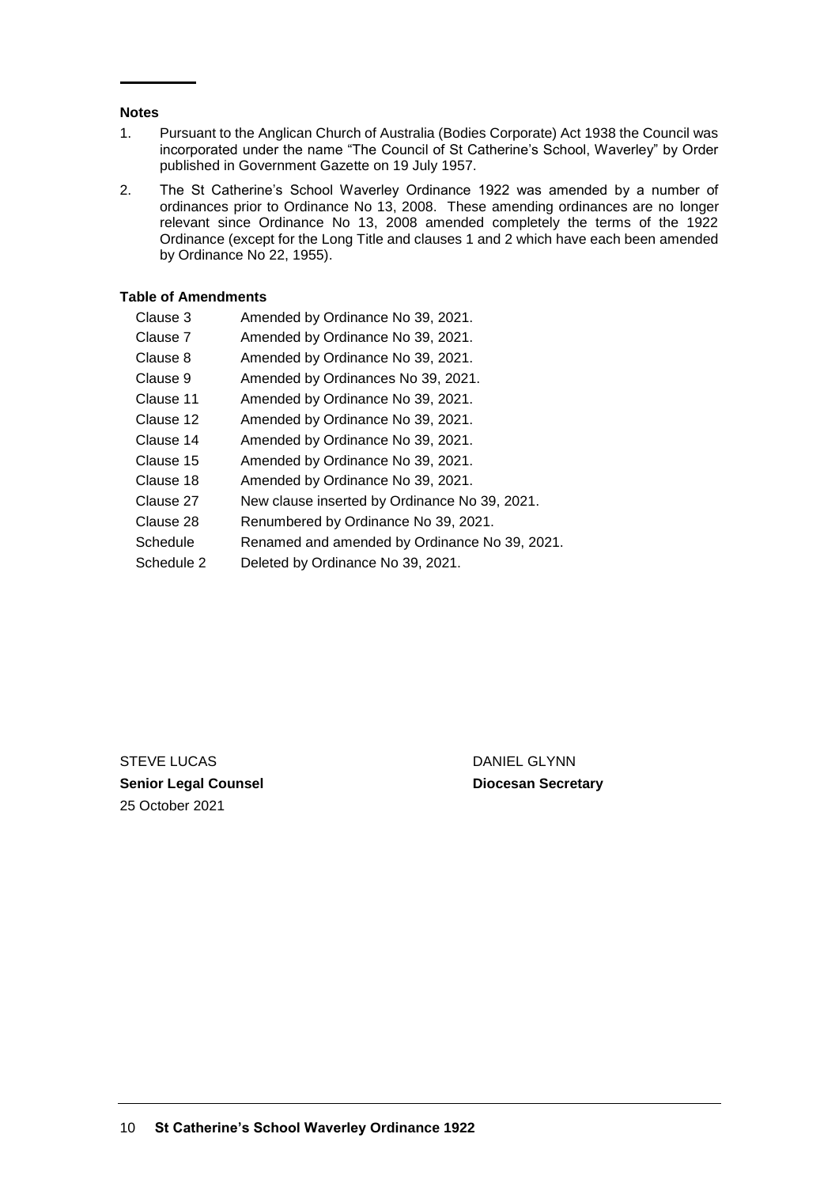**Notes**

1. Pursuant to the Anglican Church of Australia (Bodies Corporate) Act 1938 the Council was incorporated under the name "The Council of St Catherine's School, Waverley" by Order published in Government Gazette on 19 July 1957.
2. The St Catherine's School Waverley Ordinance 1922 was amended by a number of ordinances prior to Ordinance No 13, 2008. These amending ordinances are no longer relevant since Ordinance No 13, 2008 amended completely the terms of the 1922 Ordinance (except for the Long Title and clauses 1 and 2 which have each been amended by Ordinance No 22, 1955).

**Table of Amendments**

| | |
|---|---|
| Clause 3 | Amended by Ordinance No 39, 2021. |
| Clause 7 | Amended by Ordinance No 39, 2021. |
| Clause 8 | Amended by Ordinance No 39, 2021. |
| Clause 9 | Amended by Ordinances No 39, 2021. |
| Clause 11 | Amended by Ordinance No 39, 2021. |
| Clause 12 | Amended by Ordinance No 39, 2021. |
| Clause 14 | Amended by Ordinance No 39, 2021. |
| Clause 15 | Amended by Ordinance No 39, 2021. |
| Clause 18 | Amended by Ordinance No 39, 2021. |
| Clause 27 | New clause inserted by Ordinance No 39, 2021. |
| Clause 28 | Renumbered by Ordinance No 39, 2021. |
| Schedule | Renamed and amended by Ordinance No 39, 2021. |
| Schedule 2 | Deleted by Ordinance No 39, 2021. |

STEVE LUCAS
**Senior Legal Counsel**
25 October 2021

DANIEL GLYNN
**Diocesan Secretary**